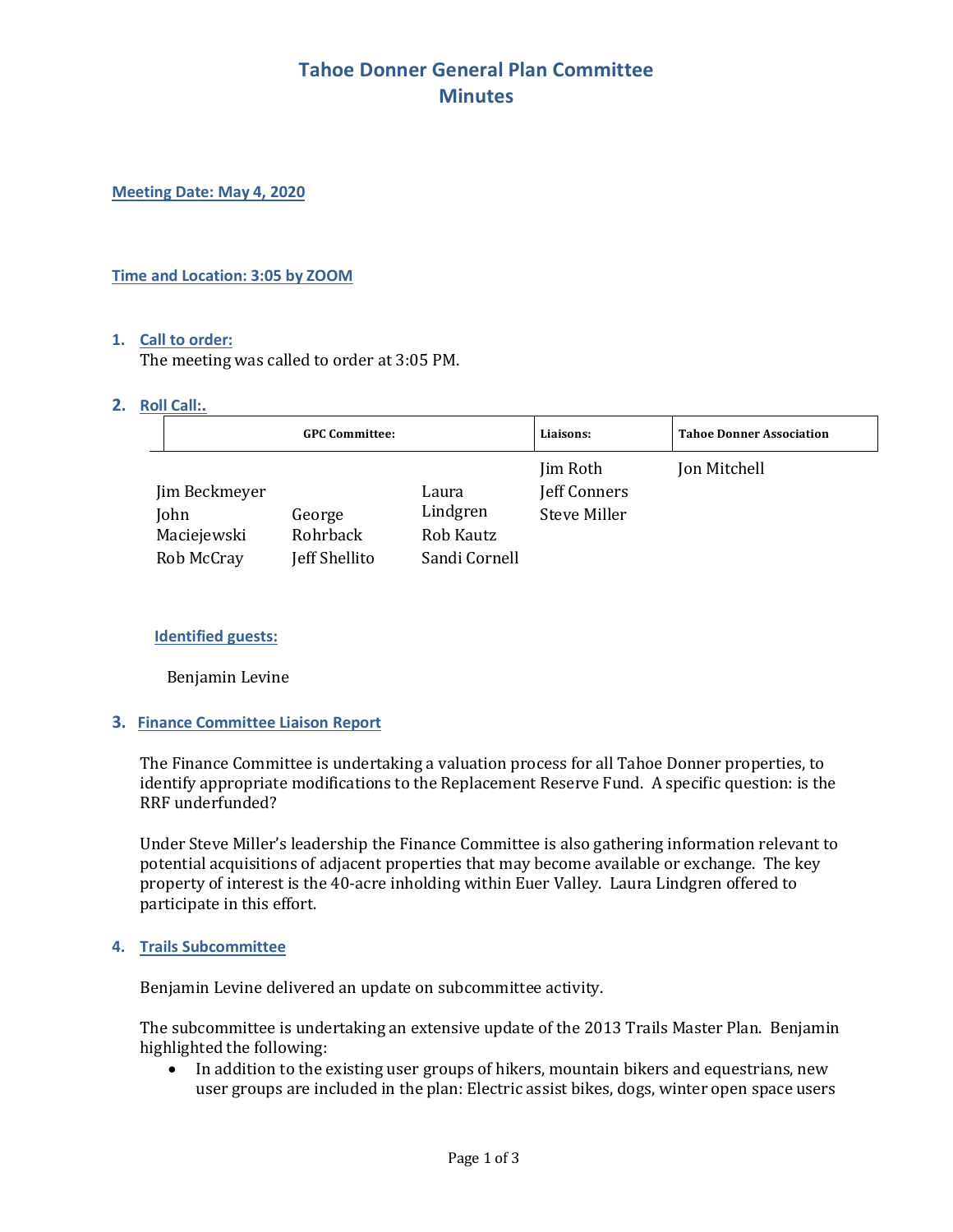# Tahoe Donner General Plan Committee
# Minutes

**Meeting Date: May 4, 2020**

**Time and Location: 3:05 by ZOOM**

1. **Call to order:**
   The meeting was called to order at 3:05 PM.

2. **Roll Call:.**

| GPC Committee: | | | Liaisons: | Tahoe Donner Association |
|---|---|---|---|---|
| Jim Beckmeyer<br>John Maciejewski<br>Rob McCray | George Rohrback<br>Jeff Shellito | Laura Lindgren<br>Rob Kautz<br>Sandi Cornell | Jim Roth<br>Jeff Conners<br>Steve Miller | Jon Mitchell |

**Identified guests:**

Benjamin Levine

3. **Finance Committee Liaison Report**

The Finance Committee is undertaking a valuation process for all Tahoe Donner properties, to identify appropriate modifications to the Replacement Reserve Fund. A specific question: is the RRF underfunded?

Under Steve Miller's leadership the Finance Committee is also gathering information relevant to potential acquisitions of adjacent properties that may become available or exchange. The key property of interest is the 40-acre inholding within Euer Valley. Laura Lindgren offered to participate in this effort.

4. **Trails Subcommittee**

Benjamin Levine delivered an update on subcommittee activity.

The subcommittee is undertaking an extensive update of the 2013 Trails Master Plan. Benjamin highlighted the following:

- In addition to the existing user groups of hikers, mountain bikers and equestrians, new user groups are included in the plan: Electric assist bikes, dogs, winter open space users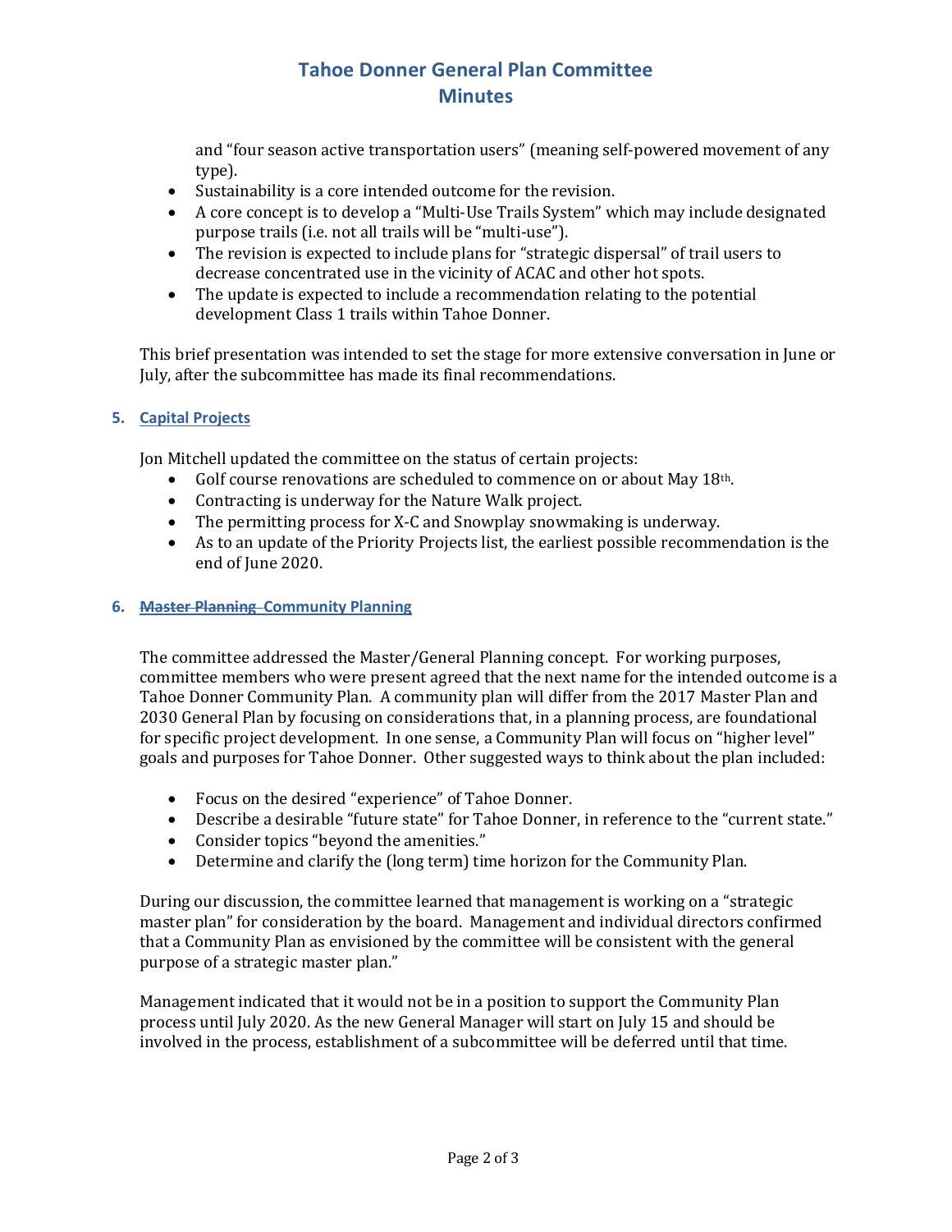and "four season active transportation users" (meaning self-powered movement of any type).

- Sustainability is a core intended outcome for the revision.
- A core concept is to develop a "Multi-Use Trails System" which may include designated purpose trails (i.e. not all trails will be "multi-use").
- The revision is expected to include plans for "strategic dispersal" of trail users to decrease concentrated use in the vicinity of ACAC and other hot spots.
- The update is expected to include a recommendation relating to the potential development Class 1 trails within Tahoe Donner.

This brief presentation was intended to set the stage for more extensive conversation in June or July, after the subcommittee has made its final recommendations.

### 5. Capital Projects

Jon Mitchell updated the committee on the status of certain projects:

- Golf course renovations are scheduled to commence on or about May 18th.
- Contracting is underway for the Nature Walk project.
- The permitting process for X-C and Snowplay snowmaking is underway.
- As to an update of the Priority Projects list, the earliest possible recommendation is the end of June 2020.

### 6. ~~Master Planning~~ Community Planning

The committee addressed the Master/General Planning concept. For working purposes, committee members who were present agreed that the next name for the intended outcome is a Tahoe Donner Community Plan. A community plan will differ from the 2017 Master Plan and 2030 General Plan by focusing on considerations that, in a planning process, are foundational for specific project development. In one sense, a Community Plan will focus on "higher level" goals and purposes for Tahoe Donner. Other suggested ways to think about the plan included:

- Focus on the desired "experience" of Tahoe Donner.
- Describe a desirable "future state" for Tahoe Donner, in reference to the "current state."
- Consider topics "beyond the amenities."
- Determine and clarify the (long term) time horizon for the Community Plan.

During our discussion, the committee learned that management is working on a "strategic master plan" for consideration by the board. Management and individual directors confirmed that a Community Plan as envisioned by the committee will be consistent with the general purpose of a strategic master plan."

Management indicated that it would not be in a position to support the Community Plan process until July 2020. As the new General Manager will start on July 15 and should be involved in the process, establishment of a subcommittee will be deferred until that time.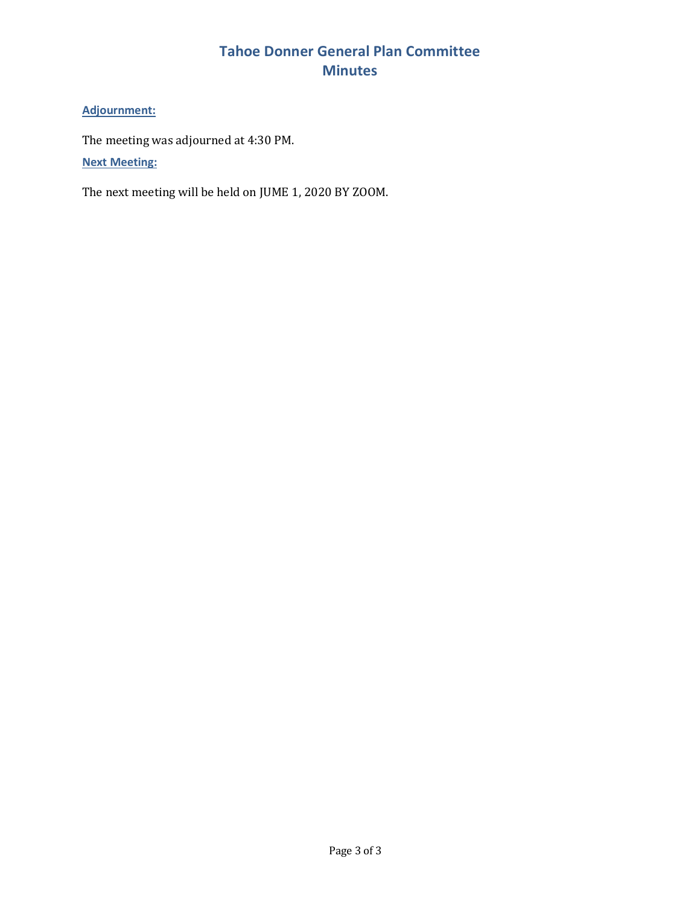# Tahoe Donner General Plan Committee
# Minutes

**Adjournment:**

The meeting was adjourned at 4:30 PM.

**Next Meeting:**

The next meeting will be held on JUME 1, 2020 BY ZOOM.